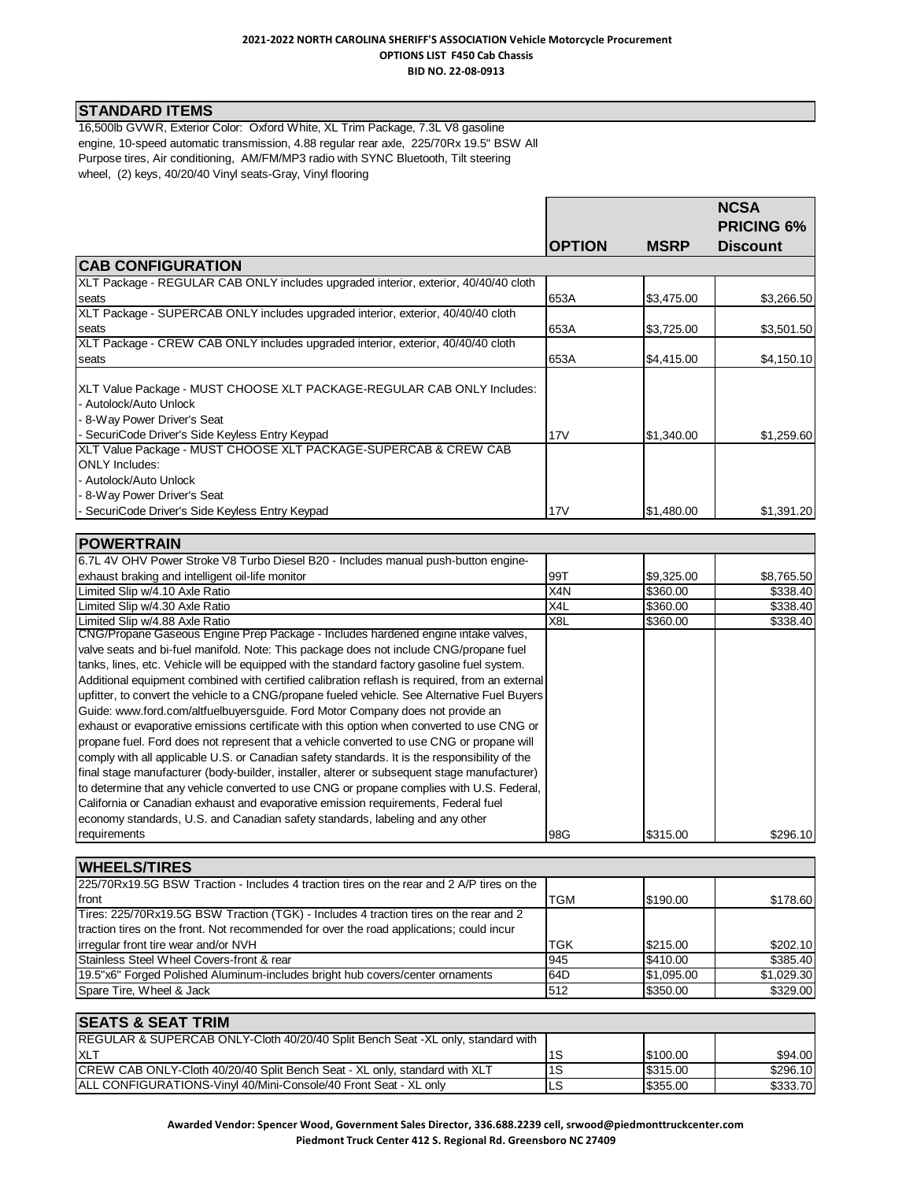**2021-2022 NORTH CAROLINA SHERIFF'S ASSOCIATION Vehicle Motorcycle Procurement**
**OPTIONS LIST F450 Cab Chassis**
**BID NO. 22-08-0913**

## STANDARD ITEMS

16,500lb GVWR, Exterior Color: Oxford White, XL Trim Package, 7.3L V8 gasoline engine, 10-speed automatic transmission, 4.88 regular rear axle, 225/70Rx 19.5" BSW All Purpose tires, Air conditioning, AM/FM/MP3 radio with SYNC Bluetooth, Tilt steering wheel, (2) keys, 40/20/40 Vinyl seats-Gray, Vinyl flooring

| | OPTION | MSRP | NCSA PRICING 6% Discount |
|---|---|---|---|
| **CAB CONFIGURATION** | | | |
| XLT Package - REGULAR CAB ONLY includes upgraded interior, exterior, 40/40/40 cloth seats | 653A | $3,475.00 | $3,266.50 |
| XLT Package - SUPERCAB ONLY includes upgraded interior, exterior, 40/40/40 cloth seats | 653A | $3,725.00 | $3,501.50 |
| XLT Package - CREW CAB ONLY includes upgraded interior, exterior, 40/40/40 cloth seats | 653A | $4,415.00 | $4,150.10 |
| XLT Value Package - MUST CHOOSE XLT PACKAGE-REGULAR CAB ONLY Includes:<br>- Autolock/Auto Unlock<br>- 8-Way Power Driver's Seat<br>- SecuriCode Driver's Side Keyless Entry Keypad | 17V | $1,340.00 | $1,259.60 |
| XLT Value Package - MUST CHOOSE XLT PACKAGE-SUPERCAB & CREW CAB ONLY Includes:<br>- Autolock/Auto Unlock<br>- 8-Way Power Driver's Seat<br>- SecuriCode Driver's Side Keyless Entry Keypad | 17V | $1,480.00 | $1,391.20 |
| **POWERTRAIN** | | | |
| 6.7L 4V OHV Power Stroke V8 Turbo Diesel B20 - Includes manual push-button engine-exhaust braking and intelligent oil-life monitor | 99T | $9,325.00 | $8,765.50 |
| Limited Slip w/4.10 Axle Ratio | X4N | $360.00 | $338.40 |
| Limited Slip w/4.30 Axle Ratio | X4L | $360.00 | $338.40 |
| Limited Slip w/4.88 Axle Ratio | X8L | $360.00 | $338.40 |
| CNG/Propane Gaseous Engine Prep Package - Includes hardened engine intake valves, valve seats and bi-fuel manifold. Note: This package does not include CNG/propane fuel tanks, lines, etc. Vehicle will be equipped with the standard factory gasoline fuel system. Additional equipment combined with certified calibration reflash is required, from an external upfitter, to convert the vehicle to a CNG/propane fueled vehicle. See Alternative Fuel Buyers Guide: www.ford.com/altfuelbuyersguide. Ford Motor Company does not provide an exhaust or evaporative emissions certificate with this option when converted to use CNG or propane fuel. Ford does not represent that a vehicle converted to use CNG or propane will comply with all applicable U.S. or Canadian safety standards. It is the responsibility of the final stage manufacturer (body-builder, installer, alterer or subsequent stage manufacturer) to determine that any vehicle converted to use CNG or propane complies with U.S. Federal, California or Canadian exhaust and evaporative emission requirements, Federal fuel economy standards, U.S. and Canadian safety standards, labeling and any other requirements | 98G | $315.00 | $296.10 |
| **WHEELS/TIRES** | | | |
| 225/70Rx19.5G BSW Traction - Includes 4 traction tires on the rear and 2 A/P tires on the front | TGM | $190.00 | $178.60 |
| Tires: 225/70Rx19.5G BSW Traction (TGK) - Includes 4 traction tires on the rear and 2 traction tires on the front. Not recommended for over the road applications; could incur irregular front tire wear and/or NVH | TGK | $215.00 | $202.10 |
| Stainless Steel Wheel Covers-front & rear | 945 | $410.00 | $385.40 |
| 19.5"x6" Forged Polished Aluminum-includes bright hub covers/center ornaments | 64D | $1,095.00 | $1,029.30 |
| Spare Tire, Wheel & Jack | 512 | $350.00 | $329.00 |
| **SEATS & SEAT TRIM** | | | |
| REGULAR & SUPERCAB ONLY-Cloth 40/20/40 Split Bench Seat -XL only, standard with XLT | 1S | $100.00 | $94.00 |
| CREW CAB ONLY-Cloth 40/20/40 Split Bench Seat - XL only, standard with XLT | 1S | $315.00 | $296.10 |
| ALL CONFIGURATIONS-Vinyl 40/Mini-Console/40 Front Seat - XL only | LS | $355.00 | $333.70 |

**Awarded Vendor: Spencer Wood, Government Sales Director, 336.688.2239 cell, srwood@piedmonttruckcenter.com**
**Piedmont Truck Center 412 S. Regional Rd. Greensboro NC 27409**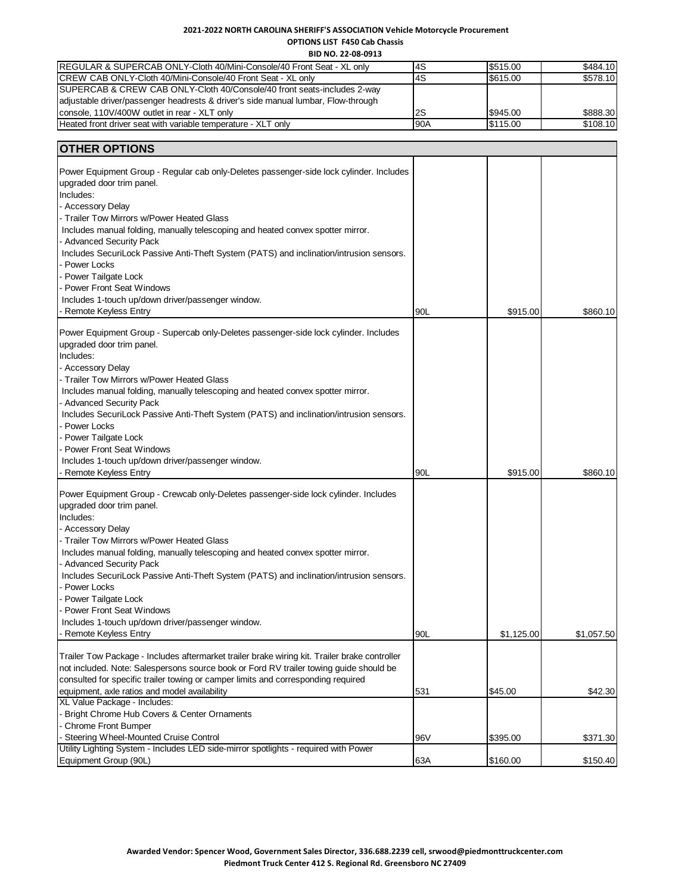**2021-2022 NORTH CAROLINA SHERIFF'S ASSOCIATION Vehicle Motorcycle Procurement**
**OPTIONS LIST F450 Cab Chassis**
**BID NO. 22-08-0913**

| | | | |
|---|---|---|---|
| REGULAR & SUPERCAB ONLY-Cloth 40/Mini-Console/40 Front Seat - XL only | 4S | $515.00 | $484.10 |
| CREW CAB ONLY-Cloth 40/Mini-Console/40 Front Seat - XL only | 4S | $615.00 | $578.10 |
| SUPERCAB & CREW CAB ONLY-Cloth 40/Console/40 front seats-includes 2-way adjustable driver/passenger headrests & driver's side manual lumbar, Flow-through console, 110V/400W outlet in rear - XLT only | 2S | $945.00 | $888.30 |
| Heated front driver seat with variable temperature - XLT only | 90A | $115.00 | $108.10 |

## OTHER OPTIONS

| | | | |
|---|---|---|---|
| Power Equipment Group - Regular cab only-Deletes passenger-side lock cylinder. Includes upgraded door trim panel.<br>Includes:<br>- Accessory Delay<br>- Trailer Tow Mirrors w/Power Heated Glass<br>Includes manual folding, manually telescoping and heated convex spotter mirror.<br>- Advanced Security Pack<br>Includes SecuriLock Passive Anti-Theft System (PATS) and inclination/intrusion sensors.<br>- Power Locks<br>- Power Tailgate Lock<br>- Power Front Seat Windows<br>Includes 1-touch up/down driver/passenger window.<br>- Remote Keyless Entry | 90L | $915.00 | $860.10 |
| Power Equipment Group - Supercab only-Deletes passenger-side lock cylinder. Includes upgraded door trim panel.<br>Includes:<br>- Accessory Delay<br>- Trailer Tow Mirrors w/Power Heated Glass<br>Includes manual folding, manually telescoping and heated convex spotter mirror.<br>- Advanced Security Pack<br>Includes SecuriLock Passive Anti-Theft System (PATS) and inclination/intrusion sensors.<br>- Power Locks<br>- Power Tailgate Lock<br>- Power Front Seat Windows<br>Includes 1-touch up/down driver/passenger window.<br>- Remote Keyless Entry | 90L | $915.00 | $860.10 |
| Power Equipment Group - Crewcab only-Deletes passenger-side lock cylinder. Includes upgraded door trim panel.<br>Includes:<br>- Accessory Delay<br>- Trailer Tow Mirrors w/Power Heated Glass<br>Includes manual folding, manually telescoping and heated convex spotter mirror.<br>- Advanced Security Pack<br>Includes SecuriLock Passive Anti-Theft System (PATS) and inclination/intrusion sensors.<br>- Power Locks<br>- Power Tailgate Lock<br>- Power Front Seat Windows<br>Includes 1-touch up/down driver/passenger window.<br>- Remote Keyless Entry | 90L | $1,125.00 | $1,057.50 |
| Trailer Tow Package - Includes aftermarket trailer brake wiring kit. Trailer brake controller not included. Note: Salespersons source book or Ford RV trailer towing guide should be consulted for specific trailer towing or camper limits and corresponding required equipment, axle ratios and model availability | 531 | $45.00 | $42.30 |
| XL Value Package - Includes:<br>- Bright Chrome Hub Covers & Center Ornaments<br>- Chrome Front Bumper<br>- Steering Wheel-Mounted Cruise Control | 96V | $395.00 | $371.30 |
| Utility Lighting System - Includes LED side-mirror spotlights - required with Power Equipment Group (90L) | 63A | $160.00 | $150.40 |

**Awarded Vendor: Spencer Wood, Government Sales Director, 336.688.2239 cell, srwood@piedmonttruckcenter.com**
**Piedmont Truck Center 412 S. Regional Rd. Greensboro NC 27409**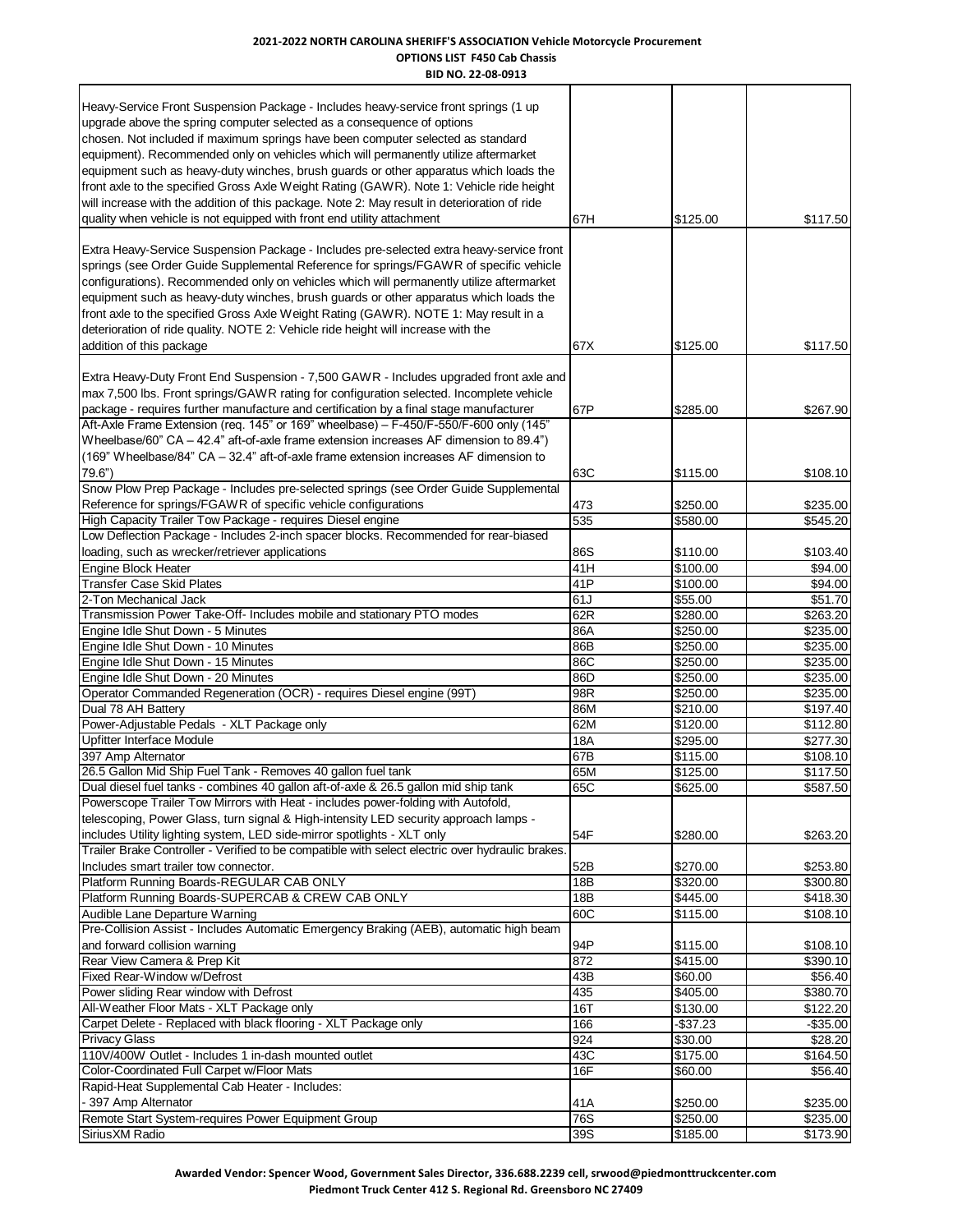**2021-2022 NORTH CAROLINA SHERIFF'S ASSOCIATION Vehicle Motorcycle Procurement**
**OPTIONS LIST F450 Cab Chassis**
**BID NO. 22-08-0913**

| Description | Code | MSRP | Price |
|---|---|---|---|
| Heavy-Service Front Suspension Package - Includes heavy-service front springs (1 up upgrade above the spring computer selected as a consequence of options chosen. Not included if maximum springs have been computer selected as standard equipment). Recommended only on vehicles which will permanently utilize aftermarket equipment such as heavy-duty winches, brush guards or other apparatus which loads the front axle to the specified Gross Axle Weight Rating (GAWR). Note 1: Vehicle ride height will increase with the addition of this package. Note 2: May result in deterioration of ride quality when vehicle is not equipped with front end utility attachment | 67H | $125.00 | $117.50 |
| Extra Heavy-Service Suspension Package - Includes pre-selected extra heavy-service front springs (see Order Guide Supplemental Reference for springs/FGAWR of specific vehicle configurations). Recommended only on vehicles which will permanently utilize aftermarket equipment such as heavy-duty winches, brush guards or other apparatus which loads the front axle to the specified Gross Axle Weight Rating (GAWR). NOTE 1: May result in a deterioration of ride quality. NOTE 2: Vehicle ride height will increase with the addition of this package | 67X | $125.00 | $117.50 |
| Extra Heavy-Duty Front End Suspension - 7,500 GAWR - Includes upgraded front axle and max 7,500 lbs. Front springs/GAWR rating for configuration selected. Incomplete vehicle package - requires further manufacture and certification by a final stage manufacturer | 67P | $285.00 | $267.90 |
| Aft-Axle Frame Extension (req. 145" or 169" wheelbase) – F-450/F-550/F-600 only (145" Wheelbase/60" CA – 42.4" aft-of-axle frame extension increases AF dimension to 89.4") (169" Wheelbase/84" CA – 32.4" aft-of-axle frame extension increases AF dimension to 79.6") | 63C | $115.00 | $108.10 |
| Snow Plow Prep Package - Includes pre-selected springs (see Order Guide Supplemental Reference for springs/FGAWR of specific vehicle configurations | 473 | $250.00 | $235.00 |
| High Capacity Trailer Tow Package - requires Diesel engine | 535 | $580.00 | $545.20 |
| Low Deflection Package - Includes 2-inch spacer blocks. Recommended for rear-biased loading, such as wrecker/retriever applications | 86S | $110.00 | $103.40 |
| Engine Block Heater | 41H | $100.00 | $94.00 |
| Transfer Case Skid Plates | 41P | $100.00 | $94.00 |
| 2-Ton Mechanical Jack | 61J | $55.00 | $51.70 |
| Transmission Power Take-Off- Includes mobile and stationary PTO modes | 62R | $280.00 | $263.20 |
| Engine Idle Shut Down - 5 Minutes | 86A | $250.00 | $235.00 |
| Engine Idle Shut Down - 10 Minutes | 86B | $250.00 | $235.00 |
| Engine Idle Shut Down - 15 Minutes | 86C | $250.00 | $235.00 |
| Engine Idle Shut Down - 20 Minutes | 86D | $250.00 | $235.00 |
| Operator Commanded Regeneration (OCR) - requires Diesel engine (99T) | 98R | $250.00 | $235.00 |
| Dual 78 AH Battery | 86M | $210.00 | $197.40 |
| Power-Adjustable Pedals - XLT Package only | 62M | $120.00 | $112.80 |
| Upfitter Interface Module | 18A | $295.00 | $277.30 |
| 397 Amp Alternator | 67B | $115.00 | $108.10 |
| 26.5 Gallon Mid Ship Fuel Tank - Removes 40 gallon fuel tank | 65M | $125.00 | $117.50 |
| Dual diesel fuel tanks - combines 40 gallon aft-of-axle & 26.5 gallon mid ship tank | 65C | $625.00 | $587.50 |
| Powerscope Trailer Tow Mirrors with Heat - includes power-folding with Autofold, telescoping, Power Glass, turn signal & High-intensity LED security approach lamps - includes Utility lighting system, LED side-mirror spotlights - XLT only | 54F | $280.00 | $263.20 |
| Trailer Brake Controller - Verified to be compatible with select electric over hydraulic brakes. Includes smart trailer tow connector. | 52B | $270.00 | $253.80 |
| Platform Running Boards-REGULAR CAB ONLY | 18B | $320.00 | $300.80 |
| Platform Running Boards-SUPERCAB & CREW CAB ONLY | 18B | $445.00 | $418.30 |
| Audible Lane Departure Warning | 60C | $115.00 | $108.10 |
| Pre-Collision Assist - Includes Automatic Emergency Braking (AEB), automatic high beam and forward collision warning | 94P | $115.00 | $108.10 |
| Rear View Camera & Prep Kit | 872 | $415.00 | $390.10 |
| Fixed Rear-Window w/Defrost | 43B | $60.00 | $56.40 |
| Power sliding Rear window with Defrost | 435 | $405.00 | $380.70 |
| All-Weather Floor Mats - XLT Package only | 16T | $130.00 | $122.20 |
| Carpet Delete - Replaced with black flooring - XLT Package only | 166 | -$37.23 | -$35.00 |
| Privacy Glass | 924 | $30.00 | $28.20 |
| 110V/400W Outlet - Includes 1 in-dash mounted outlet | 43C | $175.00 | $164.50 |
| Color-Coordinated Full Carpet w/Floor Mats | 16F | $60.00 | $56.40 |
| Rapid-Heat Supplemental Cab Heater - Includes: - 397 Amp Alternator | 41A | $250.00 | $235.00 |
| Remote Start System-requires Power Equipment Group | 76S | $250.00 | $235.00 |
| SiriusXM Radio | 39S | $185.00 | $173.90 |

**Awarded Vendor: Spencer Wood, Government Sales Director, 336.688.2239 cell, srwood@piedmonttruckcenter.com**
**Piedmont Truck Center 412 S. Regional Rd. Greensboro NC 27409**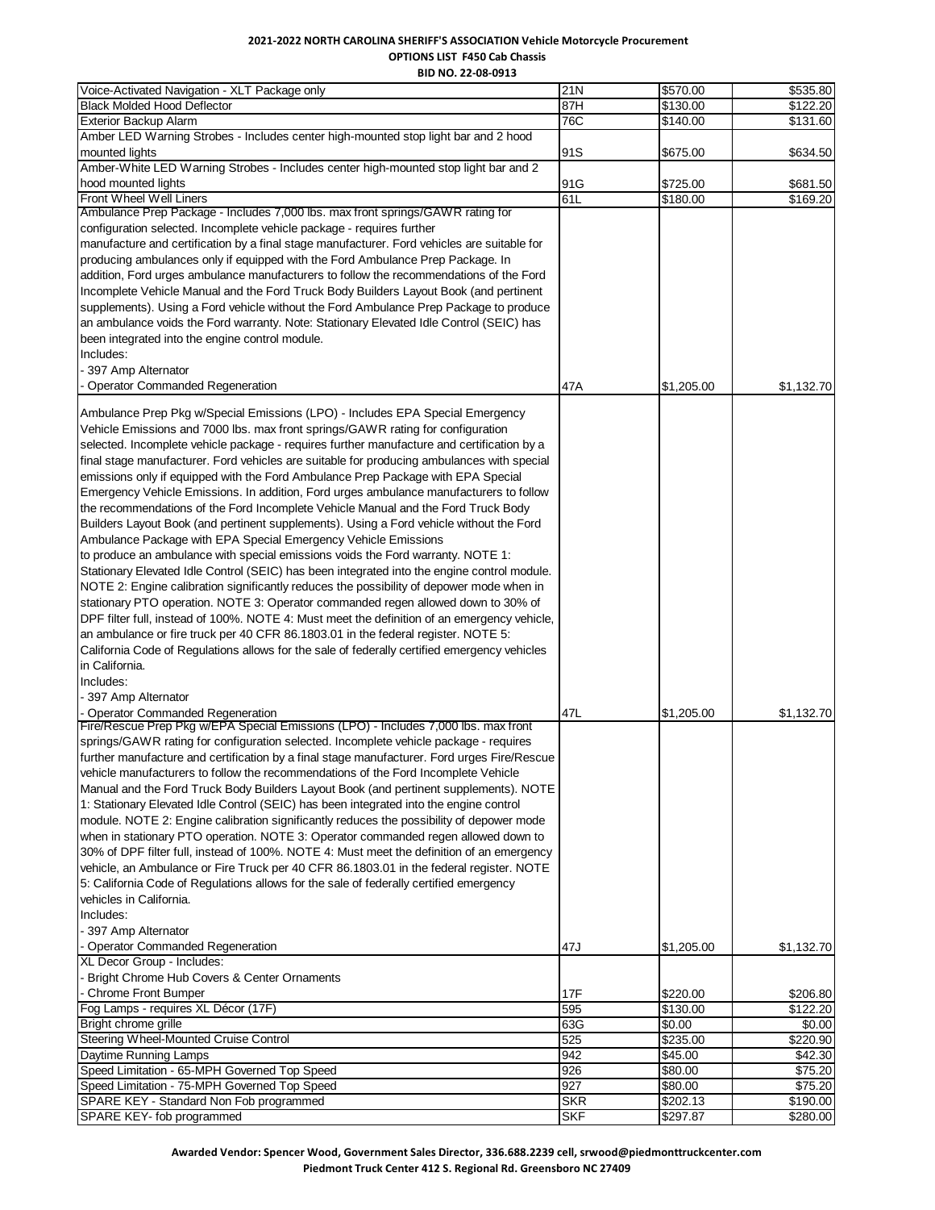**2021-2022 NORTH CAROLINA SHERIFF'S ASSOCIATION Vehicle Motorcycle Procurement**
**OPTIONS LIST F450 Cab Chassis**
**BID NO. 22-08-0913**

| | | | |
|---|---|---|---|
| Voice-Activated Navigation - XLT Package only | 21N | $570.00 | $535.80 |
| Black Molded Hood Deflector | 87H | $130.00 | $122.20 |
| Exterior Backup Alarm | 76C | $140.00 | $131.60 |
| Amber LED Warning Strobes - Includes center high-mounted stop light bar and 2 hood mounted lights | 91S | $675.00 | $634.50 |
| Amber-White LED Warning Strobes - Includes center high-mounted stop light bar and 2 hood mounted lights | 91G | $725.00 | $681.50 |
| Front Wheel Well Liners | 61L | $180.00 | $169.20 |
| Ambulance Prep Package - Includes 7,000 lbs. max front springs/GAWR rating for configuration selected. Incomplete vehicle package - requires further manufacture and certification by a final stage manufacturer. Ford vehicles are suitable for producing ambulances only if equipped with the Ford Ambulance Prep Package. In addition, Ford urges ambulance manufacturers to follow the recommendations of the Ford Incomplete Vehicle Manual and the Ford Truck Body Builders Layout Book (and pertinent supplements). Using a Ford vehicle without the Ford Ambulance Prep Package to produce an ambulance voids the Ford warranty. Note: Stationary Elevated Idle Control (SEIC) has been integrated into the engine control module. Includes: - 397 Amp Alternator - Operator Commanded Regeneration | 47A | $1,205.00 | $1,132.70 |
| Ambulance Prep Pkg w/Special Emissions (LPO) - Includes EPA Special Emergency Vehicle Emissions and 7000 lbs. max front springs/GAWR rating for configuration selected. Incomplete vehicle package - requires further manufacture and certification by a final stage manufacturer. Ford vehicles are suitable for producing ambulances with special emissions only if equipped with the Ford Ambulance Prep Package with EPA Special Emergency Vehicle Emissions. In addition, Ford urges ambulance manufacturers to follow the recommendations of the Ford Incomplete Vehicle Manual and the Ford Truck Body Builders Layout Book (and pertinent supplements). Using a Ford vehicle without the Ford Ambulance Package with EPA Special Emergency Vehicle Emissions to produce an ambulance with special emissions voids the Ford warranty. NOTE 1: Stationary Elevated Idle Control (SEIC) has been integrated into the engine control module. NOTE 2: Engine calibration significantly reduces the possibility of depower mode when in stationary PTO operation. NOTE 3: Operator commanded regen allowed down to 30% of DPF filter full, instead of 100%. NOTE 4: Must meet the definition of an emergency vehicle, an ambulance or fire truck per 40 CFR 86.1803.01 in the federal register. NOTE 5: California Code of Regulations allows for the sale of federally certified emergency vehicles in California. Includes: - 397 Amp Alternator - Operator Commanded Regeneration | 47L | $1,205.00 | $1,132.70 |
| Fire/Rescue Prep Pkg w/EPA Special Emissions (LPO) - Includes 7,000 lbs. max front springs/GAWR rating for configuration selected. Incomplete vehicle package - requires further manufacture and certification by a final stage manufacturer. Ford urges Fire/Rescue vehicle manufacturers to follow the recommendations of the Ford Incomplete Vehicle Manual and the Ford Truck Body Builders Layout Book (and pertinent supplements). NOTE 1: Stationary Elevated Idle Control (SEIC) has been integrated into the engine control module. NOTE 2: Engine calibration significantly reduces the possibility of depower mode when in stationary PTO operation. NOTE 3: Operator commanded regen allowed down to 30% of DPF filter full, instead of 100%. NOTE 4: Must meet the definition of an emergency vehicle, an Ambulance or Fire Truck per 40 CFR 86.1803.01 in the federal register. NOTE 5: California Code of Regulations allows for the sale of federally certified emergency vehicles in California. Includes: - 397 Amp Alternator - Operator Commanded Regeneration | 47J | $1,205.00 | $1,132.70 |
| XL Decor Group - Includes: - Bright Chrome Hub Covers & Center Ornaments - Chrome Front Bumper | 17F | $220.00 | $206.80 |
| Fog Lamps - requires XL Décor (17F) | 595 | $130.00 | $122.20 |
| Bright chrome grille | 63G | $0.00 | $0.00 |
| Steering Wheel-Mounted Cruise Control | 525 | $235.00 | $220.90 |
| Daytime Running Lamps | 942 | $45.00 | $42.30 |
| Speed Limitation - 65-MPH Governed Top Speed | 926 | $80.00 | $75.20 |
| Speed Limitation - 75-MPH Governed Top Speed | 927 | $80.00 | $75.20 |
| SPARE KEY - Standard Non Fob programmed | SKR | $202.13 | $190.00 |
| SPARE KEY- fob programmed | SKF | $297.87 | $280.00 |

**Awarded Vendor: Spencer Wood, Government Sales Director, 336.688.2239 cell, srwood@piedmonttruckcenter.com**
**Piedmont Truck Center 412 S. Regional Rd. Greensboro NC 27409**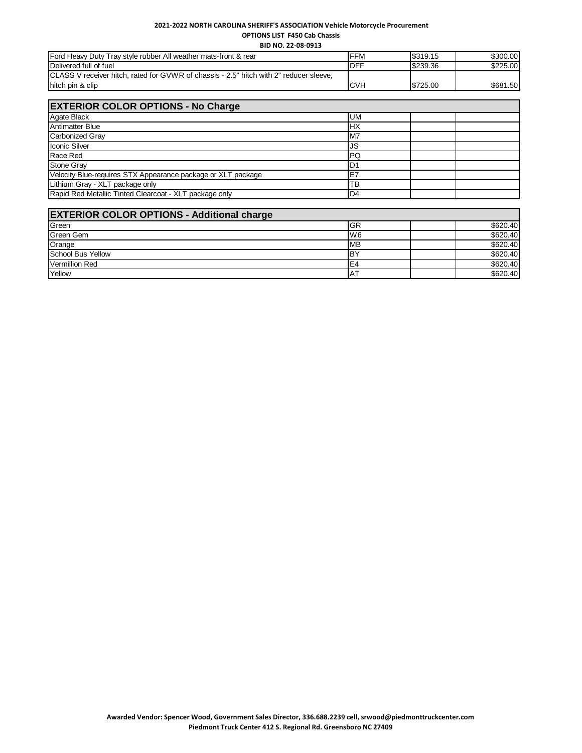**2021-2022 NORTH CAROLINA SHERIFF'S ASSOCIATION Vehicle Motorcycle Procurement**

**OPTIONS LIST F450 Cab Chassis**

**BID NO. 22-08-0913**

| | | | |
|---|---|---|---|
| Ford Heavy Duty Tray style rubber All weather mats-front & rear | FFM | $319.15 | $300.00 |
| Delivered full of fuel | DFF | $239.36 | $225.00 |
| CLASS V receiver hitch, rated for GVWR of chassis - 2.5" hitch with 2" reducer sleeve, hitch pin & clip | CVH | $725.00 | $681.50 |

| EXTERIOR COLOR OPTIONS - No Charge | | | |
|---|---|---|---|
| Agate Black | UM | | |
| Antimatter Blue | HX | | |
| Carbonized Gray | M7 | | |
| Iconic Silver | JS | | |
| Race Red | PQ | | |
| Stone Gray | D1 | | |
| Velocity Blue-requires STX Appearance package or XLT package | E7 | | |
| Lithium Gray - XLT package only | TB | | |
| Rapid Red Metallic Tinted Clearcoat - XLT package only | D4 | | |

| EXTERIOR COLOR OPTIONS - Additional charge | | | |
|---|---|---|---|
| Green | GR | | $620.40 |
| Green Gem | W6 | | $620.40 |
| Orange | MB | | $620.40 |
| School Bus Yellow | BY | | $620.40 |
| Vermillion Red | E4 | | $620.40 |
| Yellow | AT | | $620.40 |

**Awarded Vendor: Spencer Wood, Government Sales Director, 336.688.2239 cell, srwood@piedmonttruckcenter.com**
**Piedmont Truck Center 412 S. Regional Rd. Greensboro NC 27409**